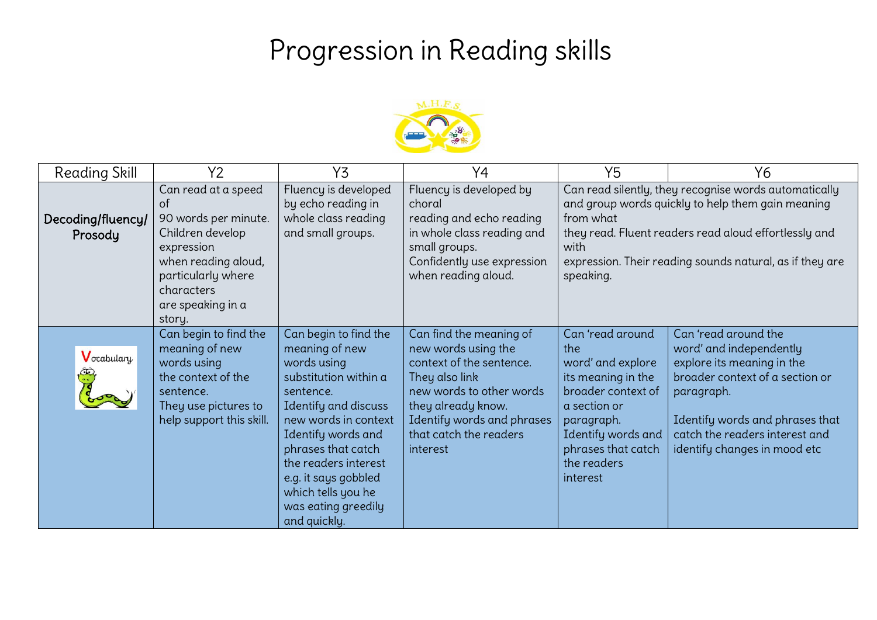# Progression in Reading skills

| Reading Skill | Y2 | Y3 | Y4 | Y5 | Y6 |
|---|---|---|---|---|---|
| Decoding/fluency/ Prosody | Can read at a speed of 90 words per minute. Children develop expression when reading aloud, particularly where characters are speaking in a story. | Fluency is developed by echo reading in whole class reading and small groups. | Fluency is developed by choral reading and echo reading in whole class reading and small groups. Confidently use expression when reading aloud. | Can read silently, they recognise words automatically and group words quickly to help them gain meaning from what they read. Fluent readers read aloud effortlessly and with expression. Their reading sounds natural, as if they are speaking. | |
| Vocabulary | Can begin to find the meaning of new words using the context of the sentence. They use pictures to help support this skill. | Can begin to find the meaning of new words using substitution within a sentence. Identify and discuss new words in context Identify words and phrases that catch the readers interest e.g. it says gobbled which tells you he was eating greedily and quickly. | Can find the meaning of new words using the context of the sentence. They also link new words to other words they already know. Identify words and phrases that catch the readers interest | Can 'read around the word' and explore its meaning in the broader context of a section or paragraph. Identify words and phrases that catch the readers interest | Can 'read around the word' and independently explore its meaning in the broader context of a section or paragraph.<br><br>Identify words and phrases that catch the readers interest and identify changes in mood etc |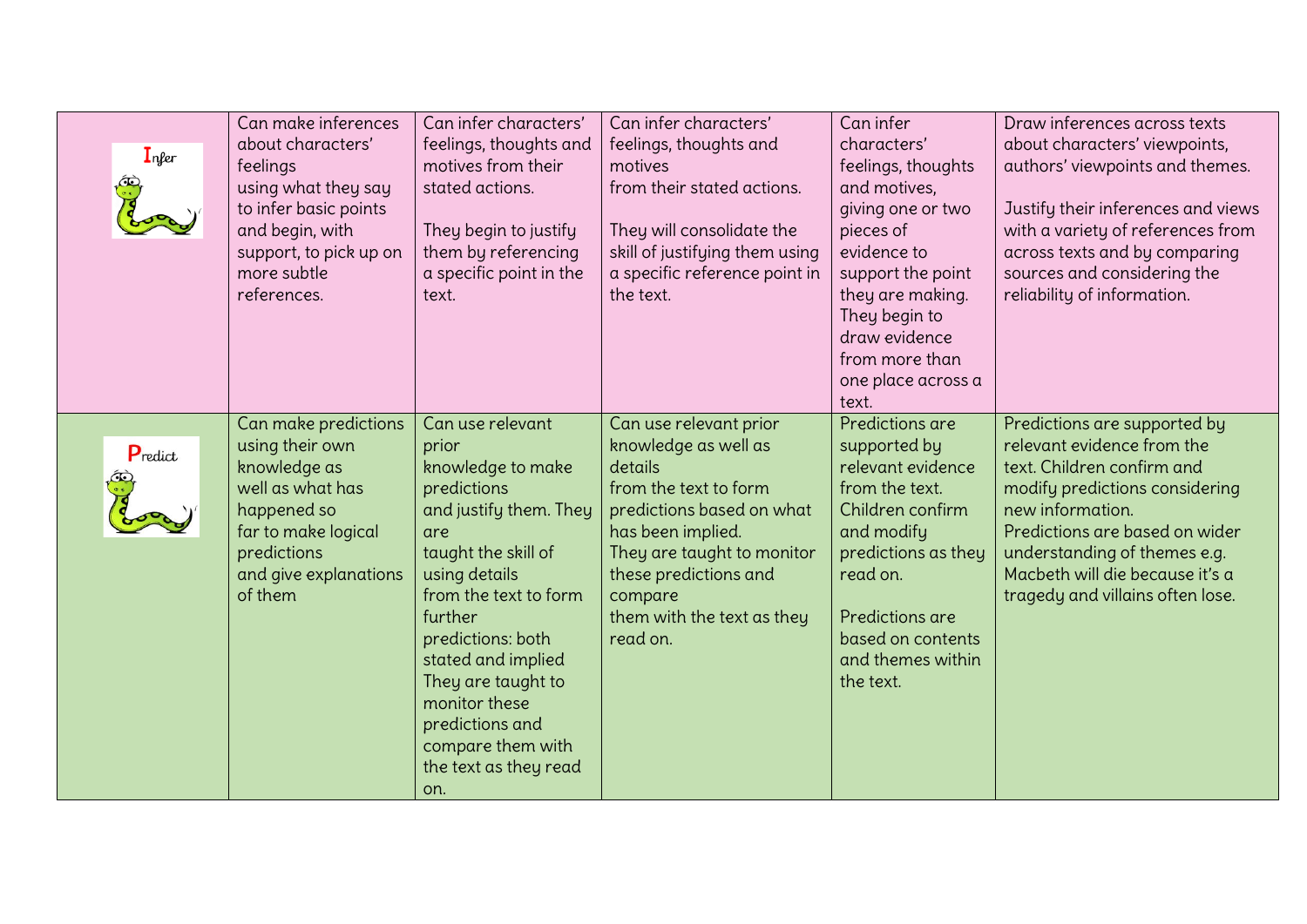| | | | | | |
|---|---|---|---|---|---|
| Infer | Can make inferences about characters' feelings using what they say to infer basic points and begin, with support, to pick up on more subtle references. | Can infer characters' feelings, thoughts and motives from their stated actions.<br><br>They begin to justify them by referencing a specific point in the text. | Can infer characters' feelings, thoughts and motives from their stated actions.<br><br>They will consolidate the skill of justifying them using a specific reference point in the text. | Can infer characters' feelings, thoughts and motives, giving one or two pieces of evidence to support the point they are making. They begin to draw evidence from more than one place across a text. | Draw inferences across texts about characters' viewpoints, authors' viewpoints and themes.<br><br>Justify their inferences and views with a variety of references from across texts and by comparing sources and considering the reliability of information. |
| Predict | Can make predictions using their own knowledge as well as what has happened so far to make logical predictions and give explanations of them | Can use relevant prior knowledge to make predictions and justify them. They are taught the skill of using details from the text to form further predictions: both stated and implied They are taught to monitor these predictions and compare them with the text as they read on. | Can use relevant prior knowledge as well as details from the text to form predictions based on what has been implied. They are taught to monitor these predictions and compare them with the text as they read on. | Predictions are supported by relevant evidence from the text. Children confirm and modify predictions as they read on.<br><br>Predictions are based on contents and themes within the text. | Predictions are supported by relevant evidence from the text. Children confirm and modify predictions considering new information. Predictions are based on wider understanding of themes e.g. Macbeth will die because it's a tragedy and villains often lose. |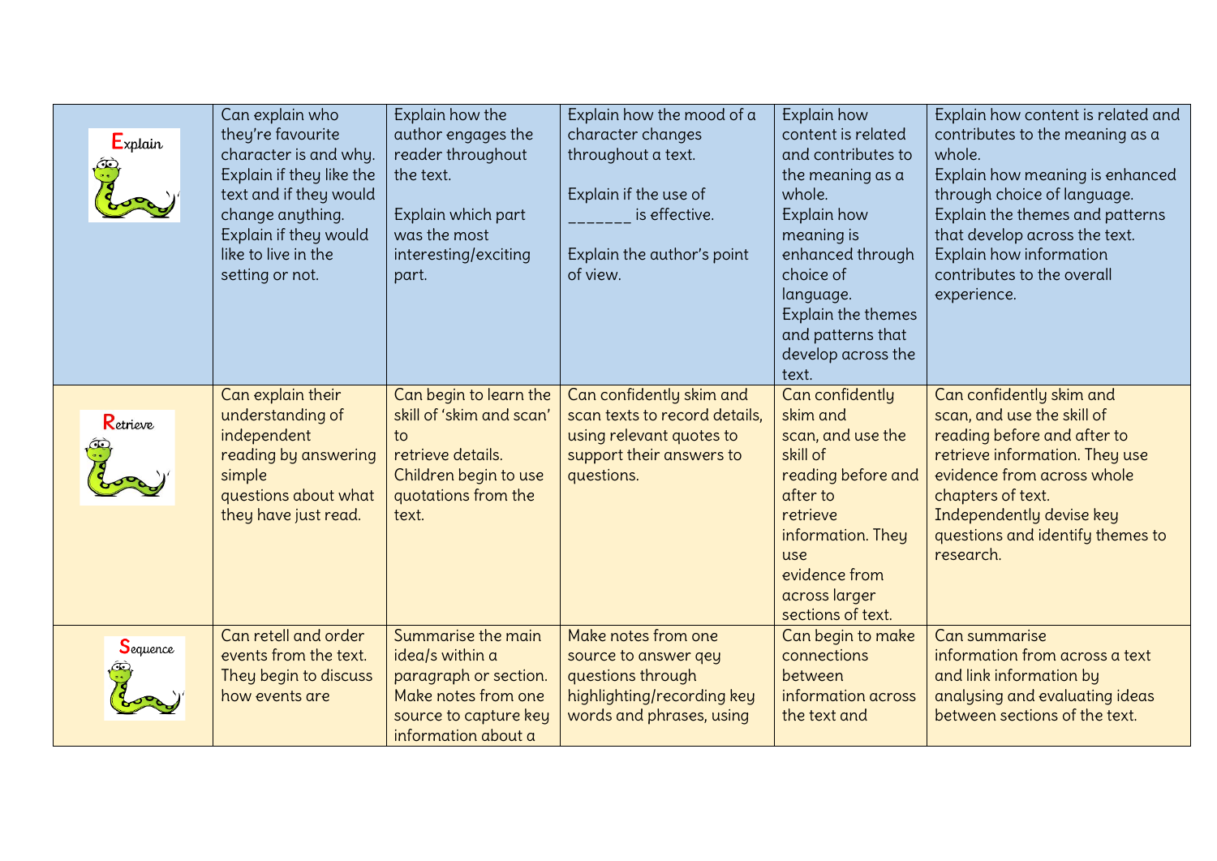| | | | | | |
|---|---|---|---|---|---|
| Explain | Can explain who they're favourite character is and why. Explain if they like the text and if they would change anything. Explain if they would like to live in the setting or not. | Explain how the author engages the reader throughout the text.<br><br>Explain which part was the most interesting/exciting part. | Explain how the mood of a character changes throughout a text.<br><br>Explain if the use of _______ is effective.<br><br>Explain the author's point of view. | Explain how content is related and contributes to the meaning as a whole.<br>Explain how meaning is enhanced through choice of language.<br>Explain the themes and patterns that develop across the text. | Explain how content is related and contributes to the meaning as a whole.<br>Explain how meaning is enhanced through choice of language.<br>Explain the themes and patterns that develop across the text.<br>Explain how information contributes to the overall experience. |
| Retrieve | Can explain their understanding of independent reading by answering simple questions about what they have just read. | Can begin to learn the skill of 'skim and scan' to retrieve details. Children begin to use quotations from the text. | Can confidently skim and scan texts to record details, using relevant quotes to support their answers to questions. | Can confidently skim and scan, and use the skill of reading before and after to retrieve information. They use evidence from across larger sections of text. | Can confidently skim and scan, and use the skill of reading before and after to retrieve information. They use evidence from across whole chapters of text.<br>Independently devise key questions and identify themes to research. |
| Sequence | Can retell and order events from the text. They begin to discuss how events are | Summarise the main idea/s within a paragraph or section. Make notes from one source to capture key information about a | Make notes from one source to answer qey questions through highlighting/recording key words and phrases, using | Can begin to make connections between information across the text and | Can summarise information from across a text and link information by analysing and evaluating ideas between sections of the text. |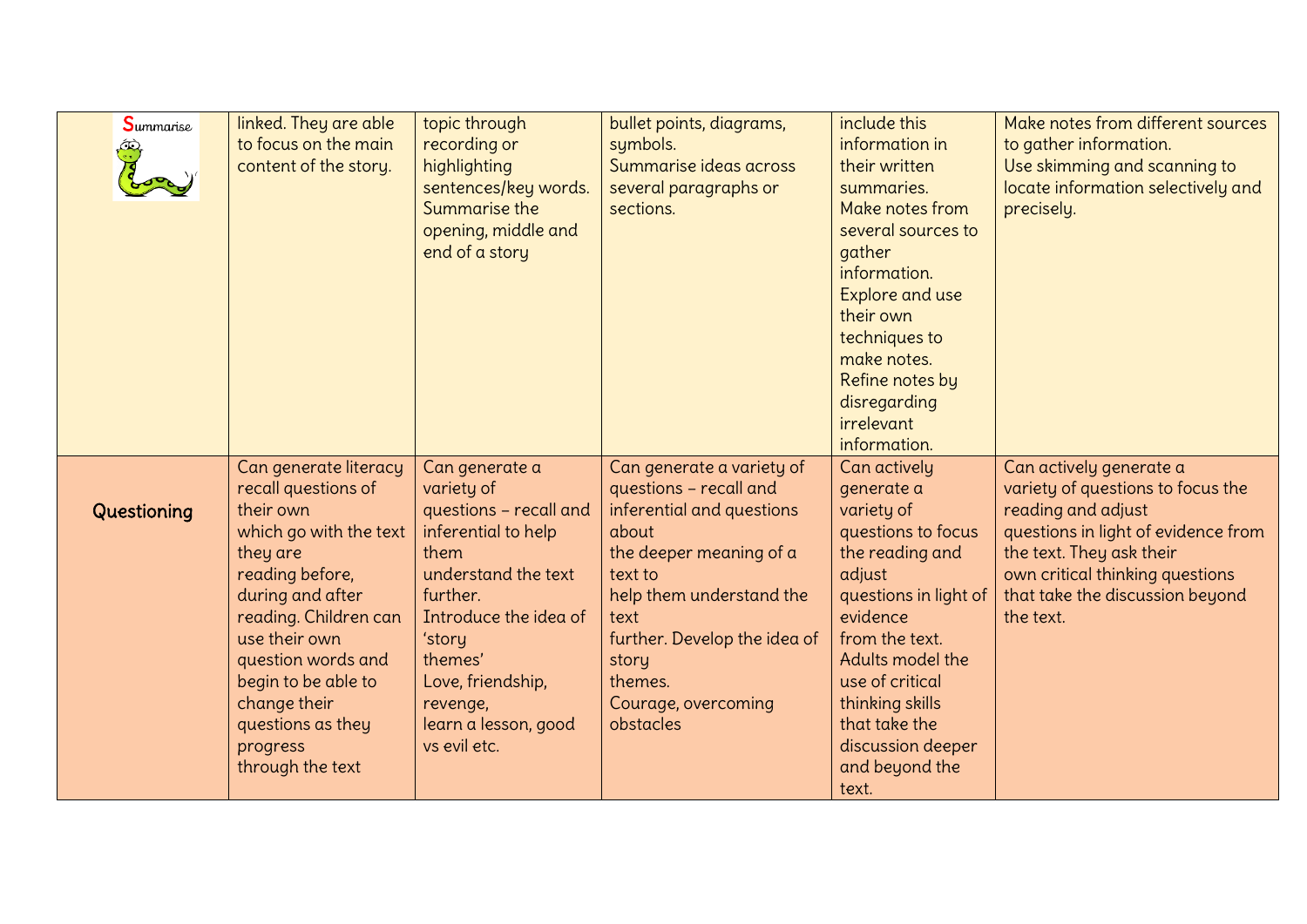| | | | | | |
|---|---|---|---|---|---|
| Summarise | linked. They are able to focus on the main content of the story. | topic through recording or highlighting sentences/key words. Summarise the opening, middle and end of a story | bullet points, diagrams, symbols. Summarise ideas across several paragraphs or sections. | include this information in their written summaries. Make notes from several sources to gather information. Explore and use their own techniques to make notes. Refine notes by disregarding irrelevant information. | Make notes from different sources to gather information. Use skimming and scanning to locate information selectively and precisely. |
| Questioning | Can generate literacy recall questions of their own which go with the text they are reading before, during and after reading. Children can use their own question words and begin to be able to change their questions as they progress through the text | Can generate a variety of questions – recall and inferential to help them understand the text further. Introduce the idea of 'story themes' Love, friendship, revenge, learn a lesson, good vs evil etc. | Can generate a variety of questions – recall and inferential and questions about the deeper meaning of a text to help them understand the text further. Develop the idea of story themes. Courage, overcoming obstacles | Can actively generate a variety of questions to focus the reading and adjust questions in light of evidence from the text. Adults model the use of critical thinking skills that take the discussion deeper and beyond the text. | Can actively generate a variety of questions to focus the reading and adjust questions in light of evidence from the text. They ask their own critical thinking questions that take the discussion beyond the text. |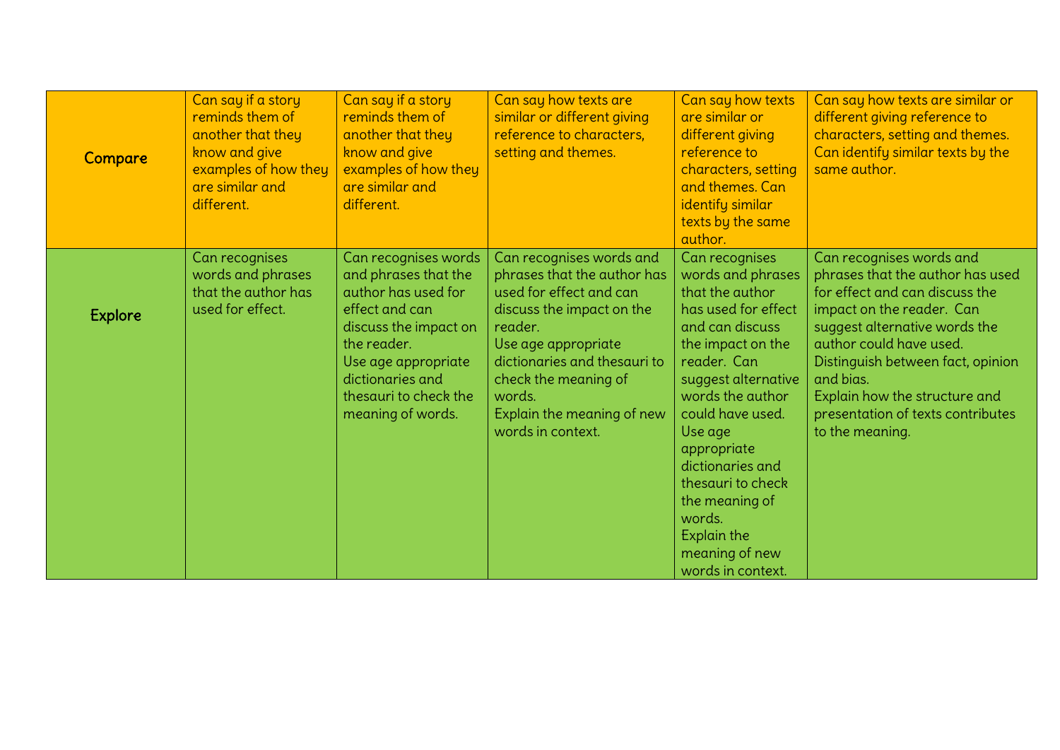| | | | | | |
|---|---|---|---|---|---|
| Compare | Can say if a story reminds them of another that they know and give examples of how they are similar and different. | Can say if a story reminds them of another that they know and give examples of how they are similar and different. | Can say how texts are similar or different giving reference to characters, setting and themes. | Can say how texts are similar or different giving reference to characters, setting and themes. Can identify similar texts by the same author. | Can say how texts are similar or different giving reference to characters, setting and themes. Can identify similar texts by the same author. |
| Explore | Can recognises words and phrases that the author has used for effect. | Can recognises words and phrases that the author has used for effect and can discuss the impact on the reader.<br>Use age appropriate dictionaries and thesauri to check the meaning of words. | Can recognises words and phrases that the author has used for effect and can discuss the impact on the reader.<br>Use age appropriate dictionaries and thesauri to check the meaning of words.<br>Explain the meaning of new words in context. | Can recognises words and phrases that the author has used for effect and can discuss the impact on the reader. Can suggest alternative words the author could have used.<br>Use age appropriate dictionaries and thesauri to check the meaning of words.<br>Explain the meaning of new words in context. | Can recognises words and phrases that the author has used for effect and can discuss the impact on the reader. Can suggest alternative words the author could have used.<br>Distinguish between fact, opinion and bias.<br>Explain how the structure and presentation of texts contributes to the meaning. |